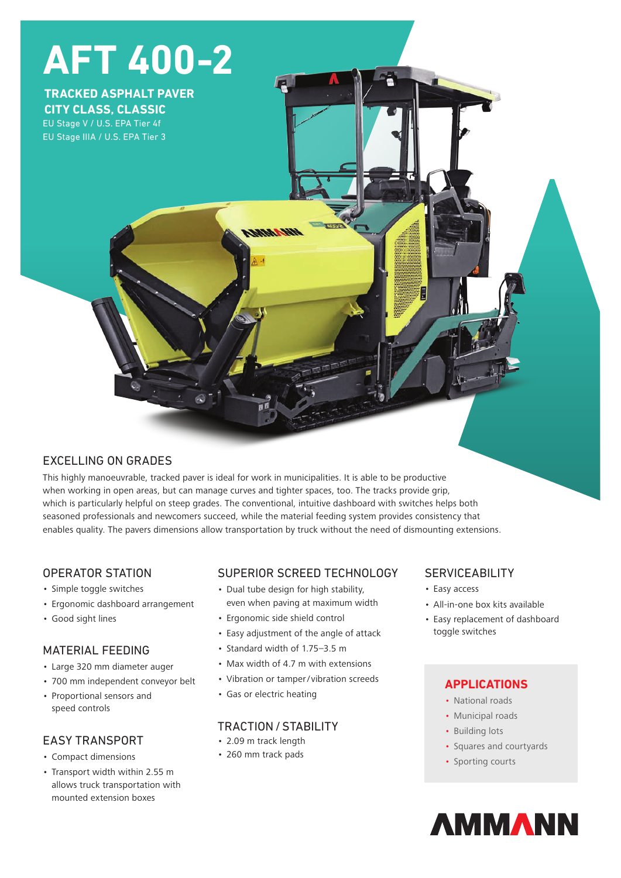# AFT 400-2

**TRACKED ASPHALT PAVER**
**CITY CLASS, CLASSIC**

EU Stage V / U.S. EPA Tier 4f
EU Stage IIIA / U.S. EPA Tier 3

## EXCELLING ON GRADES

This highly manoeuvrable, tracked paver is ideal for work in municipalities. It is able to be productive when working in open areas, but can manage curves and tighter spaces, too. The tracks provide grip, which is particularly helpful on steep grades. The conventional, intuitive dashboard with switches helps both seasoned professionals and newcomers succeed, while the material feeding system provides consistency that enables quality. The pavers dimensions allow transportation by truck without the need of dismounting extensions.

### OPERATOR STATION

- Simple toggle switches
- Ergonomic dashboard arrangement
- Good sight lines

### MATERIAL FEEDING

- Large 320 mm diameter auger
- 700 mm independent conveyor belt
- Proportional sensors and speed controls

### EASY TRANSPORT

- Compact dimensions
- Transport width within 2.55 m allows truck transportation with mounted extension boxes

### SUPERIOR SCREED TECHNOLOGY

- Dual tube design for high stability, even when paving at maximum width
- Ergonomic side shield control
- Easy adjustment of the angle of attack
- Standard width of 1.75–3.5 m
- Max width of 4.7 m with extensions
- Vibration or tamper / vibration screeds
- Gas or electric heating

### TRACTION / STABILITY

- 2.09 m track length
- 260 mm track pads

### SERVICEABILITY

- Easy access
- All-in-one box kits available
- Easy replacement of dashboard toggle switches

### APPLICATIONS

- National roads
- Municipal roads
- Building lots
- Squares and courtyards
- Sporting courts

AMMANN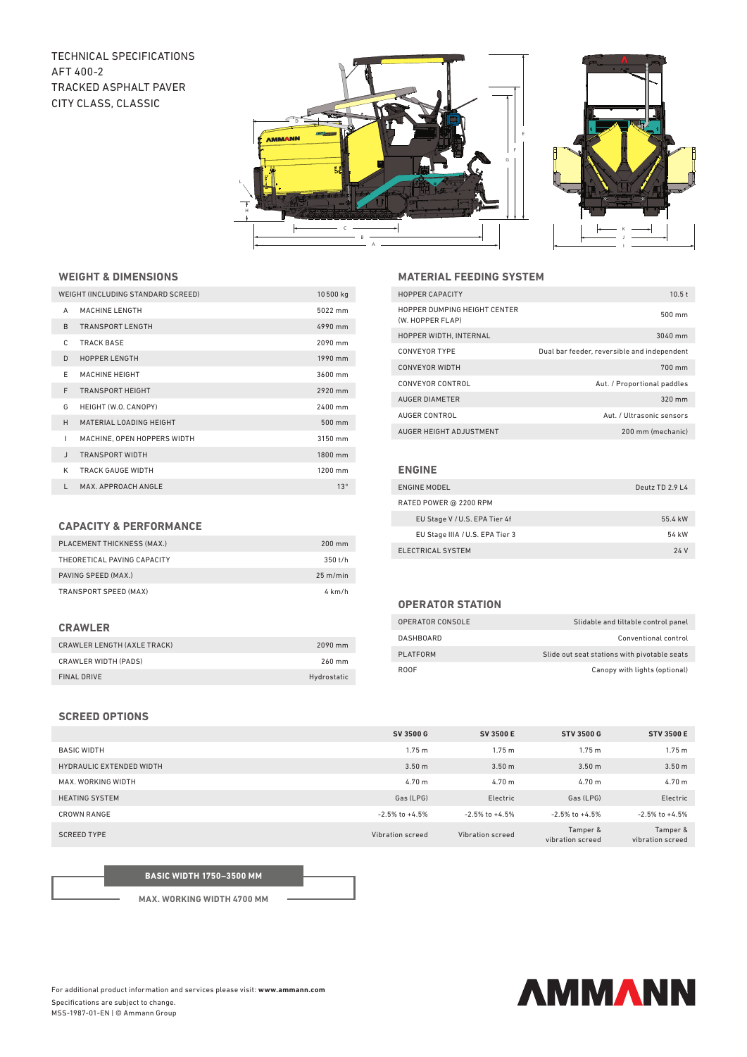TECHNICAL SPECIFICATIONS
AFT 400-2
TRACKED ASPHALT PAVER
CITY CLASS, CLASSIC

## WEIGHT & DIMENSIONS

| | | |
|---|---|---|
| WEIGHT (INCLUDING STANDARD SCREED) | | 10500 kg |
| A | MACHINE LENGTH | 5022 mm |
| B | TRANSPORT LENGTH | 4990 mm |
| C | TRACK BASE | 2090 mm |
| D | HOPPER LENGTH | 1990 mm |
| E | MACHINE HEIGHT | 3600 mm |
| F | TRANSPORT HEIGHT | 2920 mm |
| G | HEIGHT (W.O. CANOPY) | 2400 mm |
| H | MATERIAL LOADING HEIGHT | 500 mm |
| I | MACHINE, OPEN HOPPERS WIDTH | 3150 mm |
| J | TRANSPORT WIDTH | 1800 mm |
| K | TRACK GAUGE WIDTH | 1200 mm |
| L | MAX. APPROACH ANGLE | 13° |

## CAPACITY & PERFORMANCE

| | |
|---|---|
| PLACEMENT THICKNESS (MAX.) | 200 mm |
| THEORETICAL PAVING CAPACITY | 350 t/h |
| PAVING SPEED (MAX.) | 25 m/min |
| TRANSPORT SPEED (MAX) | 4 km/h |

## CRAWLER

| | |
|---|---|
| CRAWLER LENGTH (AXLE TRACK) | 2090 mm |
| CRAWLER WIDTH (PADS) | 260 mm |
| FINAL DRIVE | Hydrostatic |

## MATERIAL FEEDING SYSTEM

| | |
|---|---|
| HOPPER CAPACITY | 10.5 t |
| HOPPER DUMPING HEIGHT CENTER (W. HOPPER FLAP) | 500 mm |
| HOPPER WIDTH, INTERNAL | 3040 mm |
| CONVEYOR TYPE | Dual bar feeder, reversible and independent |
| CONVEYOR WIDTH | 700 mm |
| CONVEYOR CONTROL | Aut. / Proportional paddles |
| AUGER DIAMETER | 320 mm |
| AUGER CONTROL | Aut. / Ultrasonic sensors |
| AUGER HEIGHT ADJUSTMENT | 200 mm (mechanic) |

## ENGINE

| | |
|---|---|
| ENGINE MODEL | Deutz TD 2.9 L4 |
| RATED POWER @ 2200 RPM | |
| EU Stage V / U.S. EPA Tier 4f | 55.4 kW |
| EU Stage IIIA / U.S. EPA Tier 3 | 54 kW |
| ELECTRICAL SYSTEM | 24 V |

## OPERATOR STATION

| | |
|---|---|
| OPERATOR CONSOLE | Slidable and tiltable control panel |
| DASHBOARD | Conventional control |
| PLATFORM | Slide out seat stations with pivotable seats |
| ROOF | Canopy with lights (optional) |

## SCREED OPTIONS

| | SV 3500 G | SV 3500 E | STV 3500 G | STV 3500 E |
|---|---|---|---|---|
| BASIC WIDTH | 1.75 m | 1.75 m | 1.75 m | 1.75 m |
| HYDRAULIC EXTENDED WIDTH | 3.50 m | 3.50 m | 3.50 m | 3.50 m |
| MAX. WORKING WIDTH | 4.70 m | 4.70 m | 4.70 m | 4.70 m |
| HEATING SYSTEM | Gas (LPG) | Electric | Gas (LPG) | Electric |
| CROWN RANGE | -2.5% to +4.5% | -2.5% to +4.5% | -2.5% to +4.5% | -2.5% to +4.5% |
| SCREED TYPE | Vibration screed | Vibration screed | Tamper & vibration screed | Tamper & vibration screed |

**BASIC WIDTH 1750–3500 MM**

**MAX. WORKING WIDTH 4700 MM**

For additional product information and services please visit: **www.ammann.com**
Specifications are subject to change.
MSS-1987-01-EN | © Ammann Group